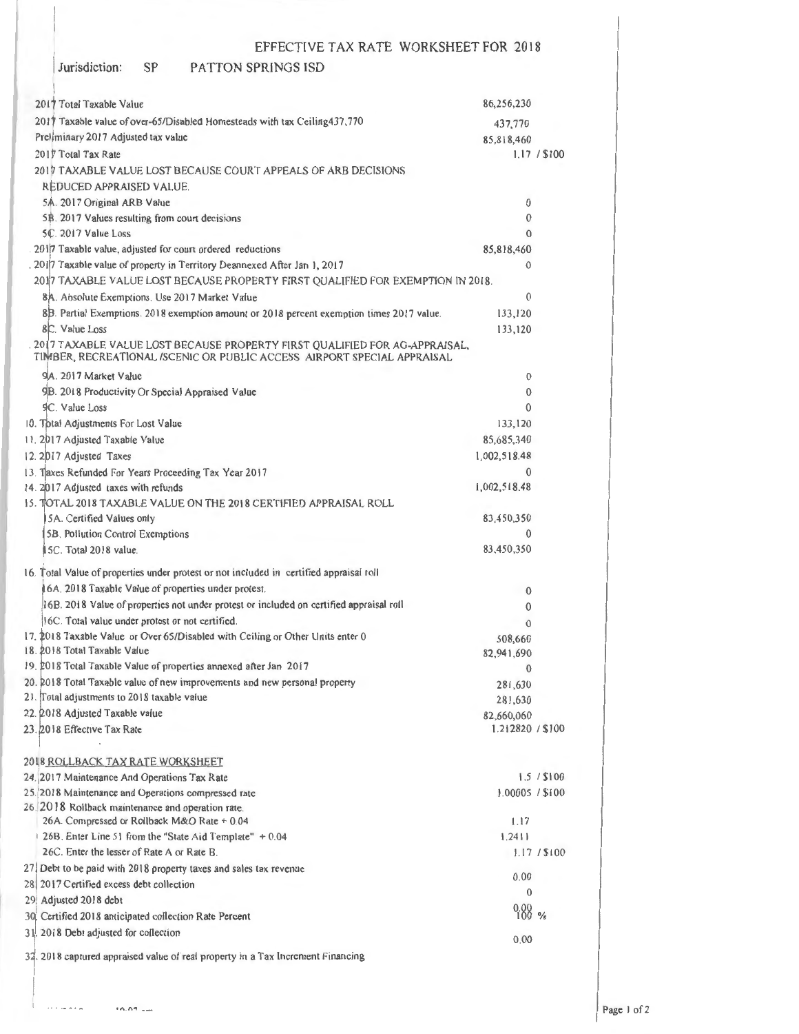# EFFECTIVE TAX RATE WORKSHEET FOR 2018

Jurisdiction: SP PATTON SPRINGS ISD

| Item | Value |
|---|---|
| 2017 Total Taxable Value | 86,256,230 |
| 2017 Taxable value of over-65/Disabled Homesteads with tax Ceiling437,770 | 437,770 |
| Preliminary 2017 Adjusted tax value | 85,818,460 |
| 2017 Total Tax Rate | 1.17 / $100 |
| 2017 TAXABLE VALUE LOST BECAUSE COURT APPEALS OF ARB DECISIONS REDUCED APPRAISED VALUE. | |
| 5A. 2017 Original ARB Value | 0 |
| 5B. 2017 Values resulting from court decisions | 0 |
| 5C. 2017 Value Loss | 0 |
| 2017 Taxable value, adjusted for court ordered reductions | 85,818,460 |
| 2017 Taxable value of property in Territory Deannexed After Jan 1, 2017 | 0 |
| 2017 TAXABLE VALUE LOST BECAUSE PROPERTY FIRST QUALIFIED FOR EXEMPTION IN 2018. | |
| 8A. Absolute Exemptions. Use 2017 Market Value | 0 |
| 8B. Partial Exemptions. 2018 exemption amount or 2018 percent exemption times 2017 value. | 133,120 |
| 8C. Value Loss | 133,120 |
| 2017 TAXABLE VALUE LOST BECAUSE PROPERTY FIRST QUALIFIED FOR AG-APPRAISAL, TIMBER, RECREATIONAL /SCENIC OR PUBLIC ACCESS AIRPORT SPECIAL APPRAISAL | |
| 9A. 2017 Market Value | 0 |
| 9B. 2018 Productivity Or Special Appraised Value | 0 |
| 9C. Value Loss | 0 |
| 10. Total Adjustments For Lost Value | 133,120 |
| 11. 2017 Adjusted Taxable Value | 85,685,340 |
| 12. 2017 Adjusted Taxes | 1,002,518.48 |
| 13. Taxes Refunded For Years Proceeding Tax Year 2017 | 0 |
| 14. 2017 Adjusted taxes with refunds | 1,002,518.48 |
| 15. TOTAL 2018 TAXABLE VALUE ON THE 2018 CERTIFIED APPRAISAL ROLL | |
| 15A. Certified Values only | 83,450,350 |
| 15B. Pollution Control Exemptions | 0 |
| 15C. Total 2018 value. | 83,450,350 |
| 16. Total Value of properties under protest or not included in certified appraisal roll | |
| 16A. 2018 Taxable Value of properties under protest. | 0 |
| 16B. 2018 Value of properties not under protest or included on certified appraisal roll | 0 |
| 16C. Total value under protest or not certified. | 0 |
| 17. 2018 Taxable Value or Over 65/Disabled with Ceiling or Other Units enter 0 | 508,660 |
| 18. 2018 Total Taxable Value | 82,941,690 |
| 19. 2018 Total Taxable Value of properties annexed after Jan 2017 | 0 |
| 20. 2018 Total Taxable value of new improvements and new personal property | 281,630 |
| 21. Total adjustments to 2018 taxable value | 281,630 |
| 22. 2018 Adjusted Taxable value | 82,660,060 |
| 23. 2018 Effective Tax Rate | 1.212820 / $100 |

## 2018 ROLLBACK TAX RATE WORKSHEET

| Item | Value |
|---|---|
| 24. 2017 Maintenance And Operations Tax Rate | 1.5 / $100 |
| 25. 2018 Maintenance and Operations compressed rate | 1.00005 / $100 |
| 26. 2018 Rollback maintenance and operation rate. | |
| 26A. Compressed or Rollback M&O Rate + 0.04 | 1.17 |
| 26B. Enter Line 51 from the "State Aid Template" + 0.04 | 1.2411 |
| 26C. Enter the lesser of Rate A or Rate B. | 1.17 / $100 |
| 27. Debt to be paid with 2018 property taxes and sales tax revenue | 0.00 |
| 28. 2017 Certified excess debt collection | 0 |
| 29. Adjusted 2018 debt | 0.00 |
| 30. Certified 2018 anticipated collection Rate Percent | 100 % |
| 31. 2018 Debt adjusted for collection | 0.00 |
| 32. 2018 captured appraised value of real property in a Tax Increment Financing | |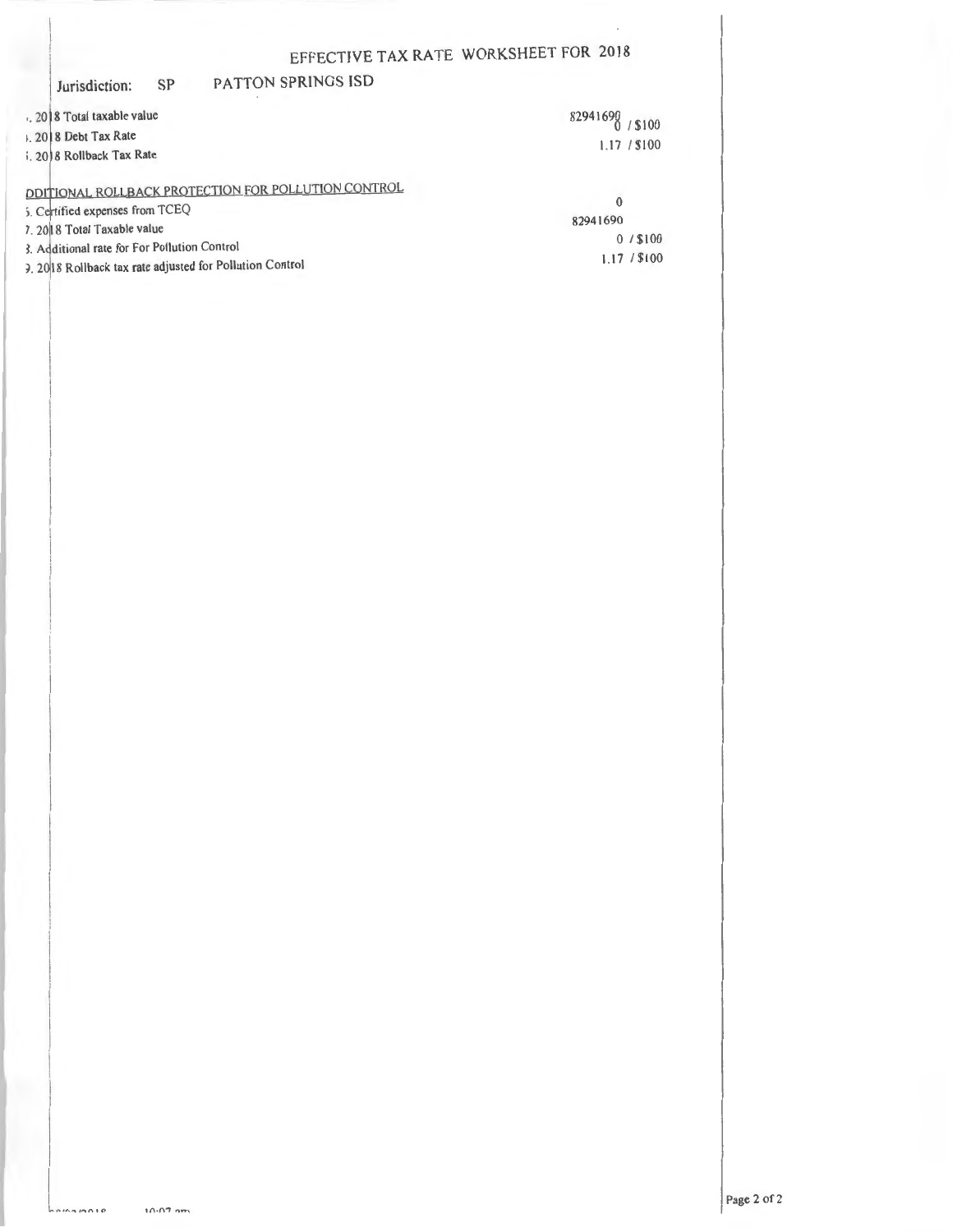# EFFECTIVE TAX RATE WORKSHEET FOR 2018

Jurisdiction: SP PATTON SPRINGS ISD

| | |
|---|---|
| ., 2018 Total taxable value | 82941690 / $100 |
| . 2018 Debt Tax Rate | 1.17 / $100 |
| . 2018 Rollback Tax Rate | |

DDITIONAL ROLLBACK PROTECTION FOR POLLUTION CONTROL

| | |
|---|---|
| 5. Certified expenses from TCEQ | 0 |
| 7. 2018 Total Taxable value | 82941690 |
| 3. Additional rate for For Pollution Control | 0 / $100 |
| 9. 2018 Rollback tax rate adjusted for Pollution Control | 1.17 / $100 |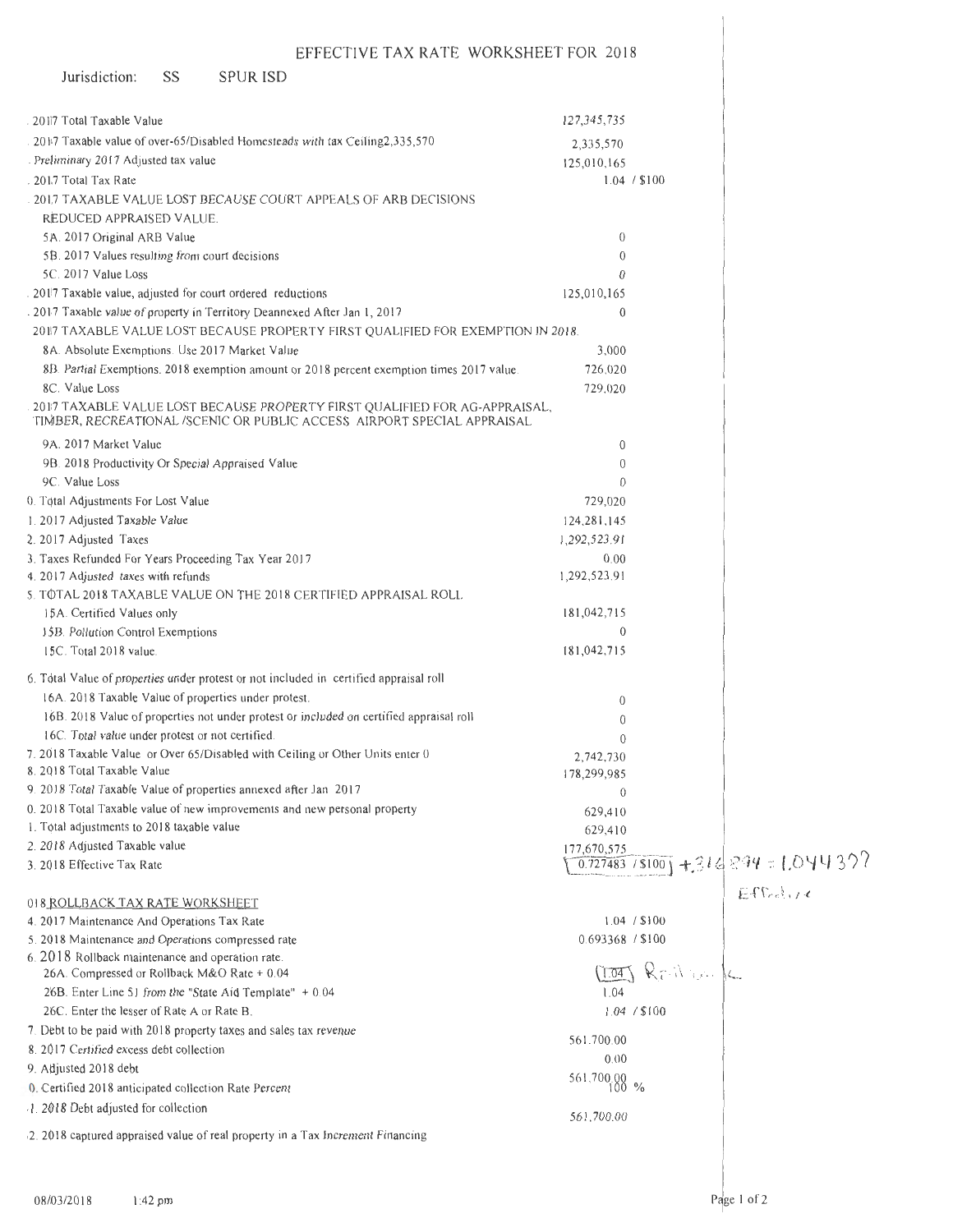# EFFECTIVE TAX RATE WORKSHEET FOR 2018

Jurisdiction: SS SPUR ISD

| | |
|---|---|
| . 2017 Total Taxable Value | 127,345,735 |
| . 2017 Taxable value of over-65/Disabled Homesteads with tax Ceiling2,335,570 | 2,335,570 |
| . Preliminary 2017 Adjusted tax value | 125,010,165 |
| . 2017 Total Tax Rate | 1.04 / $100 |
| . 2017 TAXABLE VALUE LOST BECAUSE COURT APPEALS OF ARB DECISIONS REDUCED APPRAISED VALUE. | |
| 5A. 2017 Original ARB Value | 0 |
| 5B. 2017 Values resulting from court decisions | 0 |
| 5C. 2017 Value Loss | 0 |
| . 2017 Taxable value, adjusted for court ordered reductions | 125,010,165 |
| . 2017 Taxable value of property in Territory Deannexed After Jan 1, 2017 | 0 |
| 2017 TAXABLE VALUE LOST BECAUSE PROPERTY FIRST QUALIFIED FOR EXEMPTION IN 2018. | |
| 8A. Absolute Exemptions. Use 2017 Market Value | 3,000 |
| 8B. Partial Exemptions. 2018 exemption amount or 2018 percent exemption times 2017 value. | 726,020 |
| 8C. Value Loss | 729,020 |
| . 2017 TAXABLE VALUE LOST BECAUSE PROPERTY FIRST QUALIFIED FOR AG-APPRAISAL, TIMBER, RECREATIONAL /SCENIC OR PUBLIC ACCESS AIRPORT SPECIAL APPRAISAL | |
| 9A. 2017 Market Value | 0 |
| 9B. 2018 Productivity Or Special Appraised Value | 0 |
| 9C. Value Loss | 0 |
| 0. Total Adjustments For Lost Value | 729,020 |
| 1. 2017 Adjusted Taxable Value | 124,281,145 |
| 2. 2017 Adjusted Taxes | 1,292,523.91 |
| 3. Taxes Refunded For Years Proceeding Tax Year 2017 | 0.00 |
| 4. 2017 Adjusted taxes with refunds | 1,292,523.91 |
| 5. TOTAL 2018 TAXABLE VALUE ON THE 2018 CERTIFIED APPRAISAL ROLL | |
| 15A. Certified Values only | 181,042,715 |
| 15B. Pollution Control Exemptions | 0 |
| 15C. Total 2018 value. | 181,042,715 |
| 6. Total Value of properties under protest or not included in certified appraisal roll | |
| 16A. 2018 Taxable Value of properties under protest. | 0 |
| 16B. 2018 Value of properties not under protest or included on certified appraisal roll | 0 |
| 16C. Total value under protest or not certified. | 0 |
| 7. 2018 Taxable Value or Over 65/Disabled with Ceiling or Other Units enter 0 | 2,742,730 |
| 8. 2018 Total Taxable Value | 178,299,985 |
| 9. 2018 Total Taxable Value of properties annexed after Jan 2017 | 0 |
| 0. 2018 Total Taxable value of new improvements and new personal property | 629,410 |
| 1. Total adjustments to 2018 taxable value | 629,410 |
| 2. 2018 Adjusted Taxable value | 177,670,575 |
| 3. 2018 Effective Tax Rate | 0.727483 / $100 + .316894 = 1.044377 Effective |

## 018 ROLLBACK TAX RATE WORKSHEET

| | |
|---|---|
| 4. 2017 Maintenance And Operations Tax Rate | 1.04 / $100 |
| 5. 2018 Maintenance and Operations compressed rate | 0.693368 / $100 |
| 6. 2018 Rollback maintenance and operation rate. | |
| 26A. Compressed or Rollback M&O Rate + 0.04 | 1.04 Rollback |
| 26B. Enter Line 5J from the "State Aid Template" + 0.04 | 1.04 |
| 26C. Enter the lesser of Rate A or Rate B. | 1.04 / $100 |
| 7. Debt to be paid with 2018 property taxes and sales tax revenue | 561,700.00 |
| 8. 2017 Certified excess debt collection | 0.00 |
| 9. Adjusted 2018 debt | 561,700.00 |
| 0. Certified 2018 anticipated collection Rate Percent | 100 % |
| 1. 2018 Debt adjusted for collection | 561,700.00 |
| 2. 2018 captured appraised value of real property in a Tax Increment Financing | |

08/03/2018 1:42 pm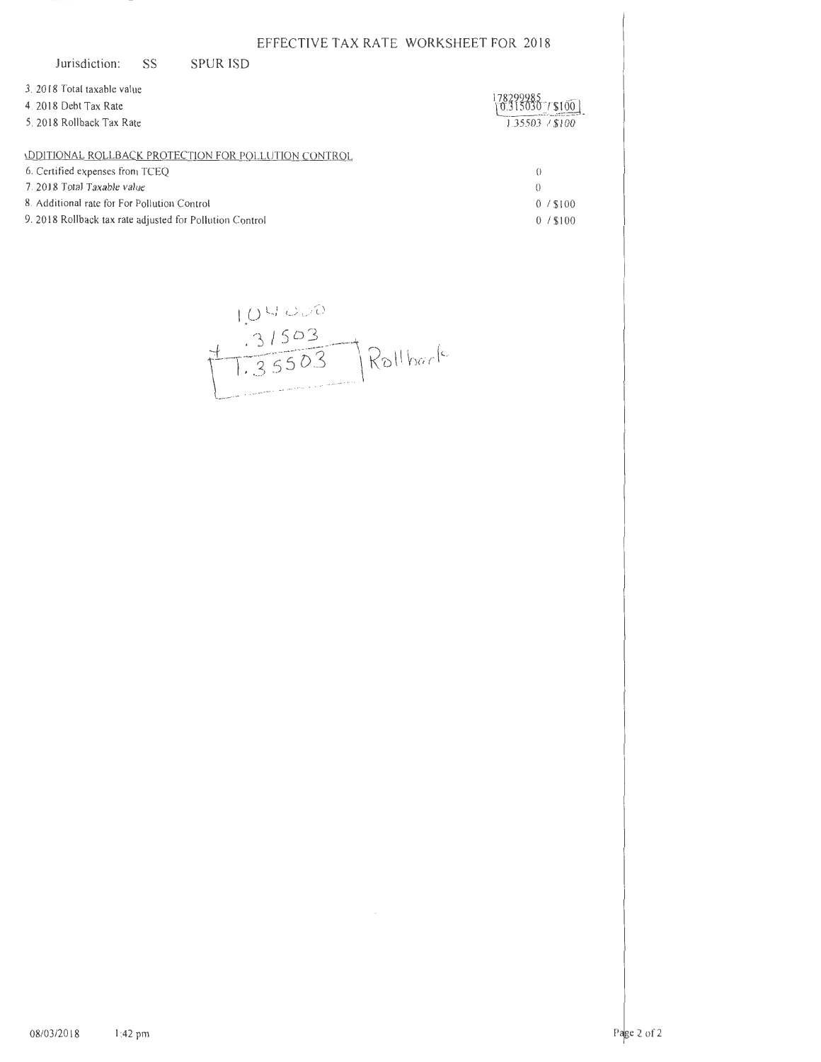# EFFECTIVE TAX RATE WORKSHEET FOR 2018

Jurisdiction: SS SPUR ISD

| | |
|---|---|
| 3. 2018 Total taxable value | 178299985 |
| 4. 2018 Debt Tax Rate | 0.315030 / $100 |
| 5. 2018 Rollback Tax Rate | 1.35503 / $100 |

ADDITIONAL ROLLBACK PROTECTION FOR POLLUTION CONTROL

| | |
|---|---|
| 6. Certified expenses from TCEQ | 0 |
| 7. 2018 Total Taxable value | 0 |
| 8. Additional rate for For Pollution Control | 0 / $100 |
| 9. 2018 Rollback tax rate adjusted for Pollution Control | 0 / $100 |

1.04000
+ .31503
1.35503 Rollback

08/03/2018 1:42 pm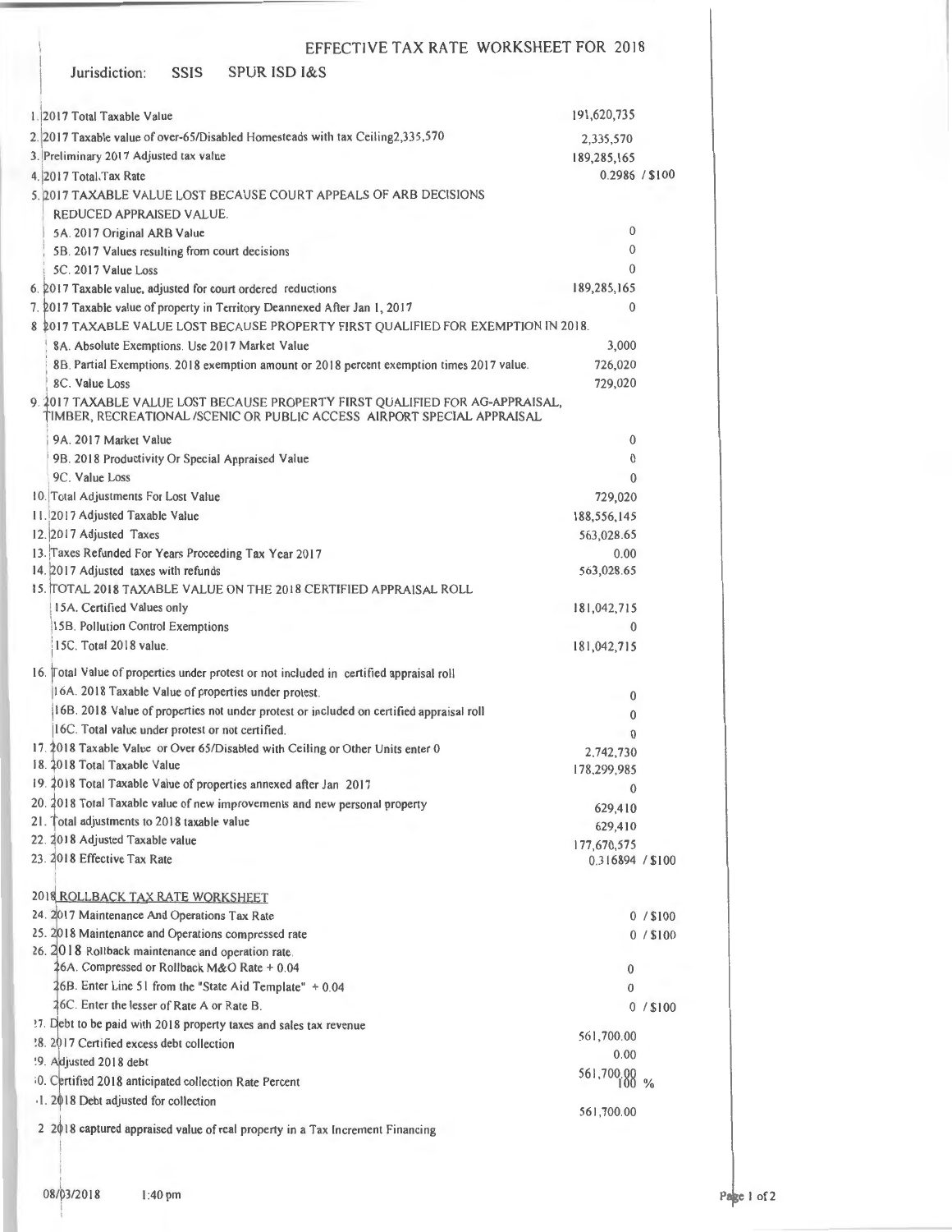# EFFECTIVE TAX RATE WORKSHEET FOR 2018

Jurisdiction: SSIS SPUR ISD I&S

| | |
|---|---|
| 1. 2017 Total Taxable Value | 191,620,735 |
| 2. 2017 Taxable value of over-65/Disabled Homesteads with tax Ceiling2,335,570 | 2,335,570 |
| 3. Preliminary 2017 Adjusted tax value | 189,285,165 |
| 4. 2017 Total Tax Rate | 0.2986 / $100 |
| 5. 2017 TAXABLE VALUE LOST BECAUSE COURT APPEALS OF ARB DECISIONS REDUCED APPRAISED VALUE. | |
| 5A. 2017 Original ARB Value | 0 |
| 5B. 2017 Values resulting from court decisions | 0 |
| 5C. 2017 Value Loss | 0 |
| 6. 2017 Taxable value, adjusted for court ordered reductions | 189,285,165 |
| 7. 2017 Taxable value of property in Territory Deannexed After Jan 1, 2017 | 0 |
| 8. 2017 TAXABLE VALUE LOST BECAUSE PROPERTY FIRST QUALIFIED FOR EXEMPTION IN 2018. | |
| 8A. Absolute Exemptions. Use 2017 Market Value | 3,000 |
| 8B. Partial Exemptions. 2018 exemption amount or 2018 percent exemption times 2017 value. | 726,020 |
| 8C. Value Loss | 729,020 |
| 9. 2017 TAXABLE VALUE LOST BECAUSE PROPERTY FIRST QUALIFIED FOR AG-APPRAISAL, TIMBER, RECREATIONAL /SCENIC OR PUBLIC ACCESS AIRPORT SPECIAL APPRAISAL | |
| 9A. 2017 Market Value | 0 |
| 9B. 2018 Productivity Or Special Appraised Value | 0 |
| 9C. Value Loss | 0 |
| 10. Total Adjustments For Lost Value | 729,020 |
| 11. 2017 Adjusted Taxable Value | 188,556,145 |
| 12. 2017 Adjusted Taxes | 563,028.65 |
| 13. Taxes Refunded For Years Proceeding Tax Year 2017 | 0.00 |
| 14. 2017 Adjusted taxes with refunds | 563,028.65 |
| 15. TOTAL 2018 TAXABLE VALUE ON THE 2018 CERTIFIED APPRAISAL ROLL | |
| 15A. Certified Values only | 181,042,715 |
| 15B. Pollution Control Exemptions | 0 |
| 15C. Total 2018 value. | 181,042,715 |
| 16. Total Value of properties under protest or not included in certified appraisal roll | |
| 16A. 2018 Taxable Value of properties under protest. | 0 |
| 16B. 2018 Value of properties not under protest or included on certified appraisal roll | 0 |
| 16C. Total value under protest or not certified. | 0 |
| 17. 2018 Taxable Value or Over 65/Disabled with Ceiling or Other Units enter 0 | 2,742,730 |
| 18. 2018 Total Taxable Value | 178,299,985 |
| 19. 2018 Total Taxable Value of properties annexed after Jan 2017 | 0 |
| 20. 2018 Total Taxable value of new improvements and new personal property | 629,410 |
| 21. Total adjustments to 2018 taxable value | 629,410 |
| 22. 2018 Adjusted Taxable value | 177,670,575 |
| 23. 2018 Effective Tax Rate | 0.316894 / $100 |

## 2018 ROLLBACK TAX RATE WORKSHEET

| | |
|---|---|
| 24. 2017 Maintenance And Operations Tax Rate | 0 / $100 |
| 25. 2018 Maintenance and Operations compressed rate | 0 / $100 |
| 26. 2018 Rollback maintenance and operation rate. | |
| 26A. Compressed or Rollback M&O Rate + 0.04 | 0 |
| 26B. Enter Line 51 from the "State Aid Template" + 0.04 | 0 |
| 26C. Enter the lesser of Rate A or Rate B. | 0 / $100 |
| 27. Debt to be paid with 2018 property taxes and sales tax revenue | 561,700.00 |
| 28. 2017 Certified excess debt collection | 0.00 |
| 29. Adjusted 2018 debt | 561,700.00 |
| 30. Certified 2018 anticipated collection Rate Percent | 100 % |
| 31. 2018 Debt adjusted for collection | 561,700.00 |
| 32. 2018 captured appraised value of real property in a Tax Increment Financing | |

08/03/2018 1:40 pm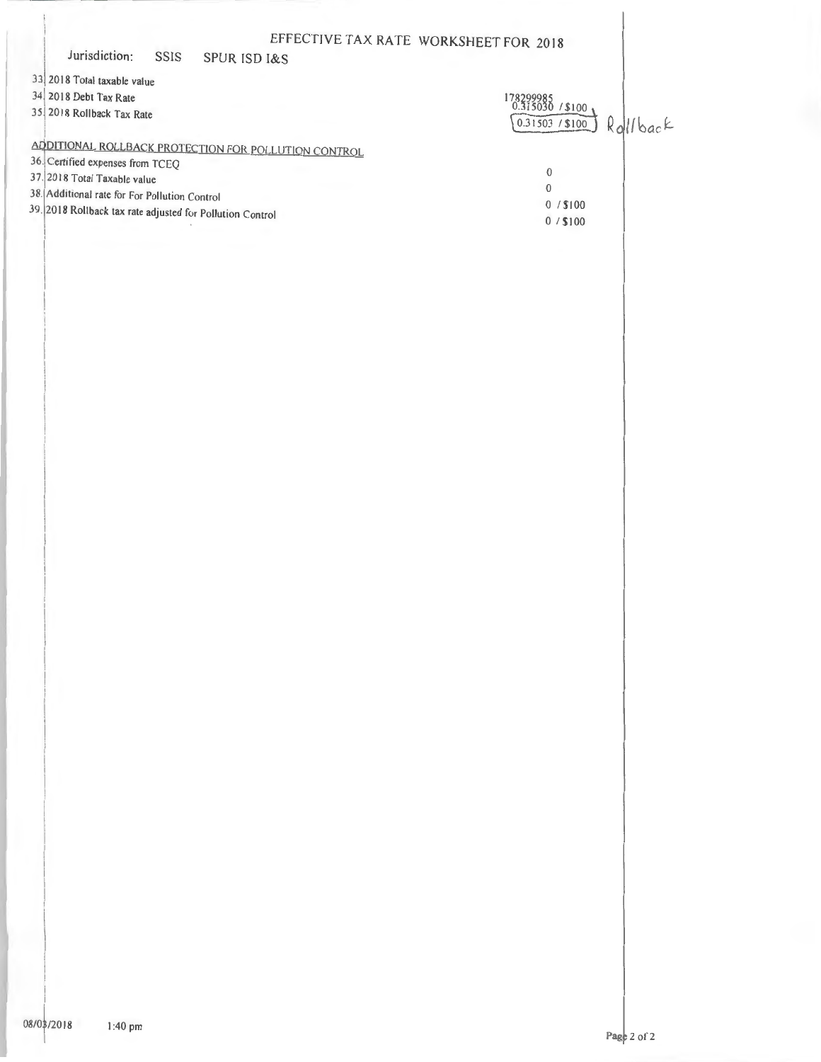# EFFECTIVE TAX RATE WORKSHEET FOR 2018

Jurisdiction: SSIS SPUR ISD I&S

| Line | Description | Value |
|---|---|---|
| 33 | 2018 Total taxable value | 178299985 |
| 34 | 2018 Debt Tax Rate | 0.315030 / $100 |
| 35 | 2018 Rollback Tax Rate | 0.31503 / $100 Rollback |

## ADDITIONAL ROLLBACK PROTECTION FOR POLLUTION CONTROL

| Line | Description | Value |
|---|---|---|
| 36 | Certified expenses from TCEQ | 0 |
| 37 | 2018 Total Taxable value | 0 |
| 38 | Additional rate for For Pollution Control | 0 / $100 |
| 39 | 2018 Rollback tax rate adjusted for Pollution Control | 0 / $100 |

08/03/2018 1:40 pm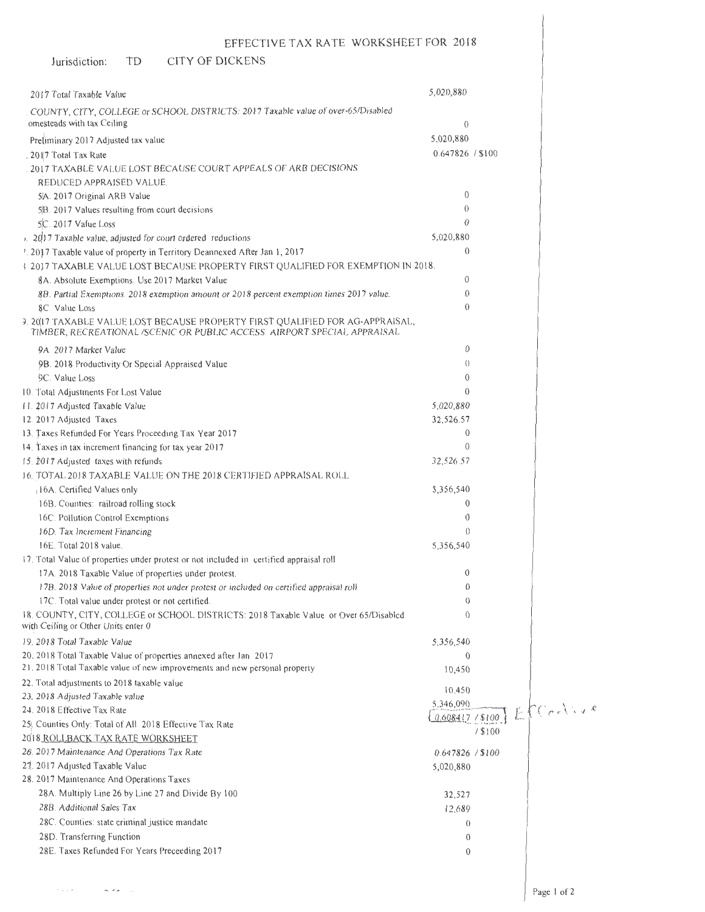# EFFECTIVE TAX RATE WORKSHEET FOR 2018

Jurisdiction: TD CITY OF DICKENS

| | |
|---|---|
| 2017 Total Taxable Value | 5,020,880 |
| COUNTY, CITY, COLLEGE or SCHOOL DISTRICTS: 2017 Taxable value of over-65/Disabled omesteads with tax Ceiling | 0 |
| Preliminary 2017 Adjusted tax value | 5,020,880 |
| 2017 Total Tax Rate | 0.647826 / $100 |
| 2017 TAXABLE VALUE LOST BECAUSE COURT APPEALS OF ARB DECISIONS REDUCED APPRAISED VALUE. | |
| 5A. 2017 Original ARB Value | 0 |
| 5B. 2017 Values resulting from court decisions | 0 |
| 5C. 2017 Value Loss | 0 |
| 2017 Taxable value, adjusted for court ordered reductions | 5,020,880 |
| 2017 Taxable value of property in Territory Deannexed After Jan 1, 2017 | 0 |
| 2017 TAXABLE VALUE LOST BECAUSE PROPERTY FIRST QUALIFIED FOR EXEMPTION IN 2018. | |
| 8A. Absolute Exemptions. Use 2017 Market Value | 0 |
| 8B. Partial Exemptions. 2018 exemption amount or 2018 percent exemption times 2017 value. | 0 |
| 8C. Value Loss | 0 |
| 9. 2017 TAXABLE VALUE LOST BECAUSE PROPERTY FIRST QUALIFIED FOR AG-APPRAISAL, TIMBER, RECREATIONAL /SCENIC OR PUBLIC ACCESS AIRPORT SPECIAL APPRAISAL | |
| 9A. 2017 Market Value | 0 |
| 9B. 2018 Productivity Or Special Appraised Value | 0 |
| 9C. Value Loss | 0 |
| 10. Total Adjustments For Lost Value | 0 |
| 11. 2017 Adjusted Taxable Value | 5,020,880 |
| 12. 2017 Adjusted Taxes | 32,526.57 |
| 13. Taxes Refunded For Years Proceeding Tax Year 2017 | 0 |
| 14. Taxes in tax increment financing for tax year 2017 | 0 |
| 15. 2017 Adjusted taxes with refunds | 32,526.57 |
| 16. TOTAL 2018 TAXABLE VALUE ON THE 2018 CERTIFIED APPRAISAL ROLL | |
| 16A. Certified Values only | 5,356,540 |
| 16B. Counties: railroad rolling stock | 0 |
| 16C. Pollution Control Exemptions | 0 |
| 16D. Tax Increment Financing | 0 |
| 16E. Total 2018 value. | 5,356,540 |
| 17. Total Value of properties under protest or not included in certified appraisal roll | |
| 17A. 2018 Taxable Value of properties under protest. | 0 |
| 17B. 2018 Value of properties not under protest or included on certified appraisal roll | 0 |
| 17C. Total value under protest or not certified. | 0 |
| 18. COUNTY, CITY, COLLEGE or SCHOOL DISTRICTS: 2018 Taxable Value or Over 65/Disabled with Ceiling or Other Units enter 0 | 0 |
| 19. 2018 Total Taxable Value | 5,356,540 |
| 20. 2018 Total Taxable Value of properties annexed after Jan 2017 | 0 |
| 21. 2018 Total Taxable value of new improvements and new personal property | 10,450 |
| 22. Total adjustments to 2018 taxable value | 10,450 |
| 23. 2018 Adjusted Taxable value | 5,346,090 |
| 24. 2018 Effective Tax Rate | 0.608417 / $100 Effective |
| 25. Counties Only: Total of All 2018 Effective Tax Rate | / $100 |

## 2018 ROLLBACK TAX RATE WORKSHEET

| | |
|---|---|
| 26. 2017 Maintenance And Operations Tax Rate | 0.647826 / $100 |
| 27. 2017 Adjusted Taxable Value | 5,020,880 |
| 28. 2017 Maintenance And Operations Taxes | |
| 28A. Multiply Line 26 by Line 27 and Divide By 100 | 32,527 |
| 28B. Additional Sales Tax | 12,689 |
| 28C. Counties: state criminal justice mandate | 0 |
| 28D. Transferring Function | 0 |
| 28E. Taxes Refunded For Years Preceeding 2017 | 0 |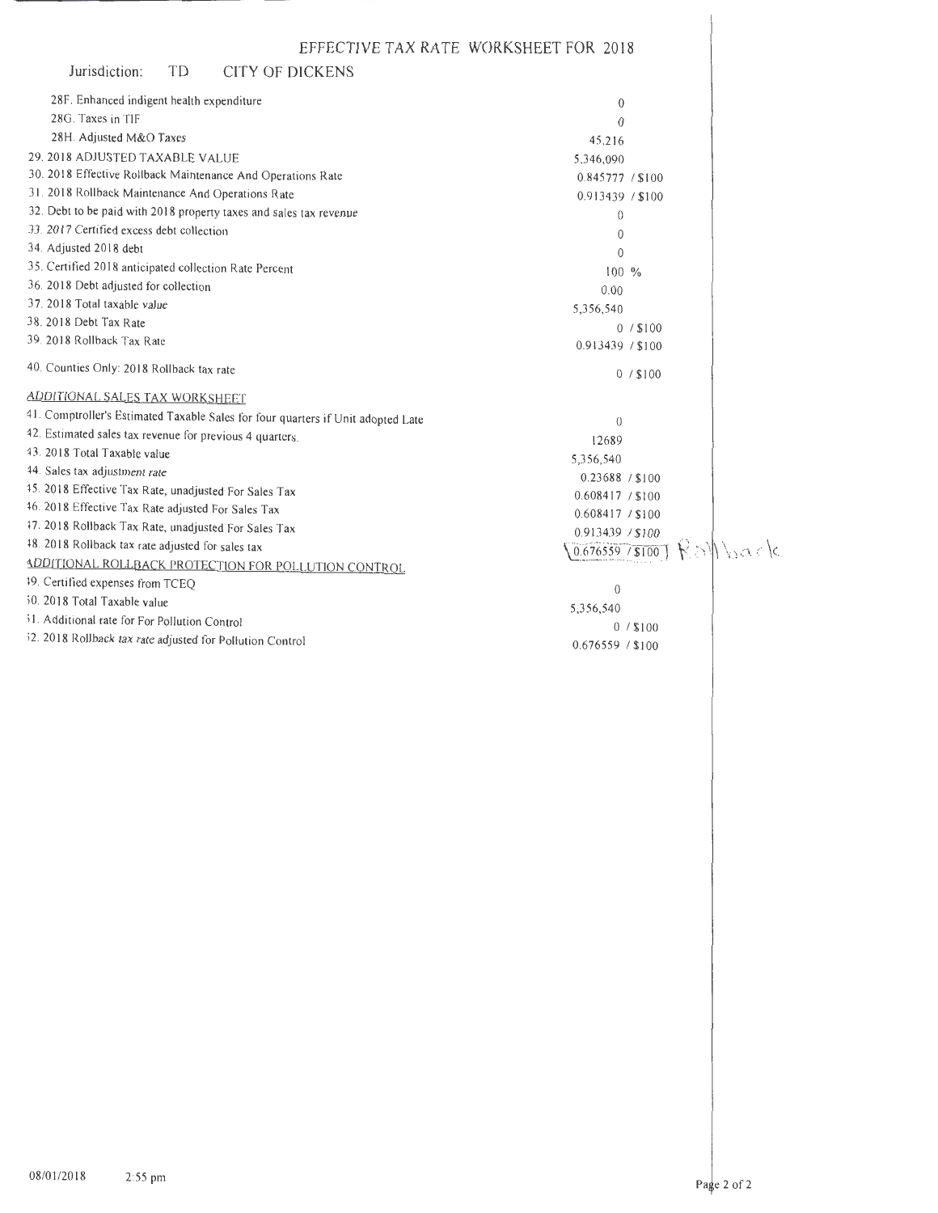# EFFECTIVE TAX RATE WORKSHEET FOR 2018

Jurisdiction: TD CITY OF DICKENS

| | |
|---|---|
| 28F. Enhanced indigent health expenditure | 0 |
| 28G. Taxes in TIF | 0 |
| 28H. Adjusted M&O Taxes | 45,216 |
| 29. 2018 ADJUSTED TAXABLE VALUE | 5,346,090 |
| 30. 2018 Effective Rollback Maintenance And Operations Rate | 0.845777 / $100 |
| 31. 2018 Rollback Maintenance And Operations Rate | 0.913439 / $100 |
| 32. Debt to be paid with 2018 property taxes and sales tax revenue | 0 |
| 33. 2017 Certified excess debt collection | 0 |
| 34. Adjusted 2018 debt | 0 |
| 35. Certified 2018 anticipated collection Rate Percent | 100 % |
| 36. 2018 Debt adjusted for collection | 0.00 |
| 37. 2018 Total taxable value | 5,356,540 |
| 38. 2018 Debt Tax Rate | 0 / $100 |
| 39. 2018 Rollback Tax Rate | 0.913439 / $100 |
| 40. Counties Only: 2018 Rollback tax rate | 0 / $100 |

## ADDITIONAL SALES TAX WORKSHEET

| | |
|---|---|
| 41. Comptroller's Estimated Taxable Sales for four quarters if Unit adopted Late | 0 |
| 42. Estimated sales tax revenue for previous 4 quarters. | 12689 |
| 43. 2018 Total Taxable value | 5,356,540 |
| 44. Sales tax adjustment rate | 0.23688 / $100 |
| 45. 2018 Effective Tax Rate, unadjusted For Sales Tax | 0.608417 / $100 |
| 46. 2018 Effective Tax Rate adjusted For Sales Tax | 0.608417 / $100 |
| 47. 2018 Rollback Tax Rate, unadjusted For Sales Tax | 0.913439 / $100 |
| 48. 2018 Rollback tax rate adjusted for sales tax | 0.676559 / $100 Rollback |

## ADDITIONAL ROLLBACK PROTECTION FOR POLLUTION CONTROL

| | |
|---|---|
| 49. Certified expenses from TCEQ | 0 |
| 50. 2018 Total Taxable value | 5,356,540 |
| 51. Additional rate for For Pollution Control | 0 / $100 |
| 52. 2018 Rollback tax rate adjusted for Pollution Control | 0.676559 / $100 |

08/01/2018 2:55 pm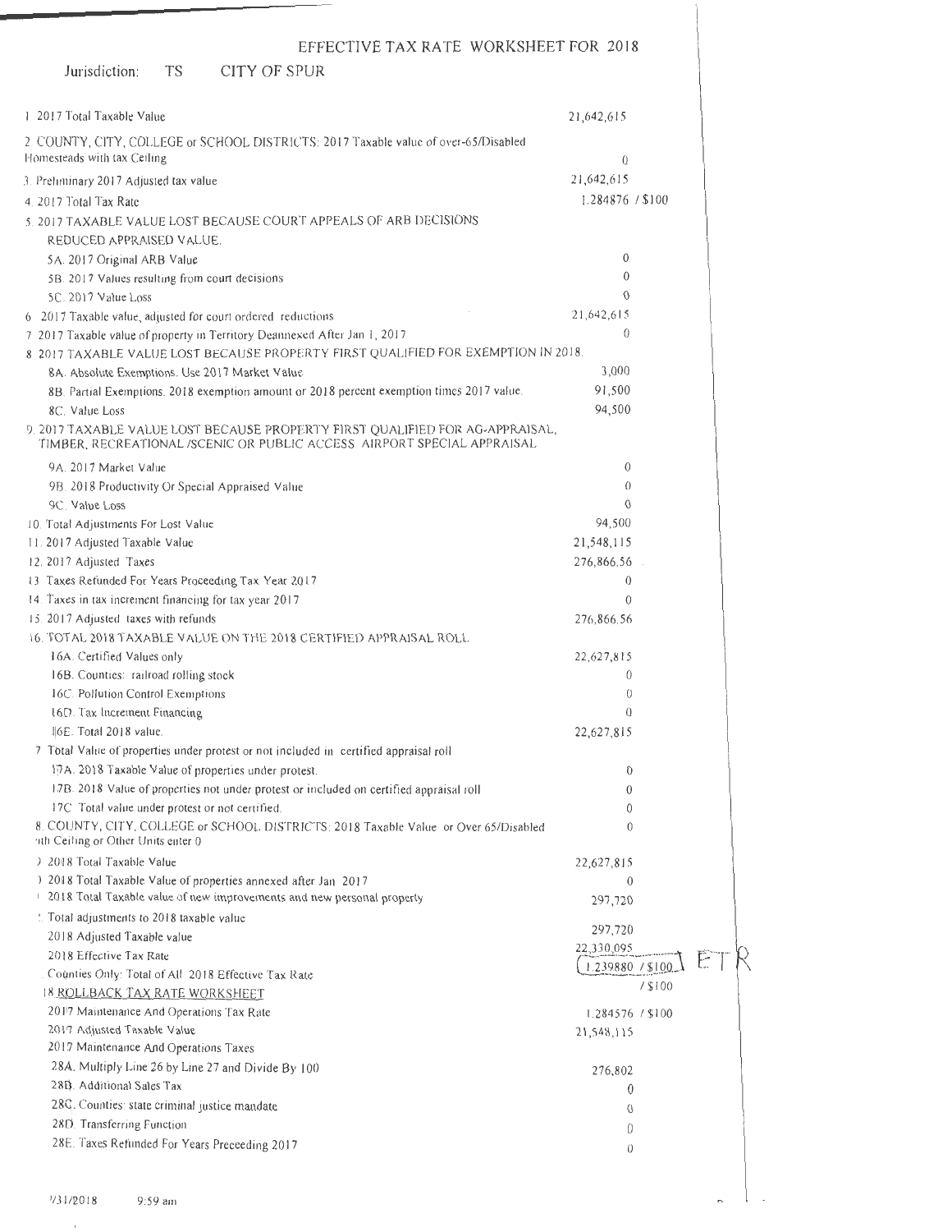# EFFECTIVE TAX RATE WORKSHEET FOR 2018

Jurisdiction: TS CITY OF SPUR

| | |
|---|---|
| 1 2017 Total Taxable Value | 21,642,615 |
| 2 COUNTY, CITY, COLLEGE or SCHOOL DISTRICTS: 2017 Taxable value of over-65/Disabled Homesteads with tax Ceiling | 0 |
| 3 Preliminary 2017 Adjusted tax value | 21,642,615 |
| 4 2017 Total Tax Rate | 1.284876 / $100 |
| 5 2017 TAXABLE VALUE LOST BECAUSE COURT APPEALS OF ARB DECISIONS REDUCED APPRAISED VALUE. | |
| 5A. 2017 Original ARB Value | 0 |
| 5B. 2017 Values resulting from court decisions | 0 |
| 5C. 2017 Value Loss | 0 |
| 6 2017 Taxable value, adjusted for court ordered reductions | 21,642,615 |
| 7 2017 Taxable value of property in Territory Deannexed After Jan 1, 2017 | 0 |
| 8 2017 TAXABLE VALUE LOST BECAUSE PROPERTY FIRST QUALIFIED FOR EXEMPTION IN 2018. | |
| 8A. Absolute Exemptions. Use 2017 Market Value | 3,000 |
| 8B. Partial Exemptions. 2018 exemption amount or 2018 percent exemption times 2017 value. | 91,500 |
| 8C. Value Loss | 94,500 |
| 9. 2017 TAXABLE VALUE LOST BECAUSE PROPERTY FIRST QUALIFIED FOR AG-APPRAISAL, TIMBER, RECREATIONAL /SCENIC OR PUBLIC ACCESS AIRPORT SPECIAL APPRAISAL | |
| 9A. 2017 Market Value | 0 |
| 9B. 2018 Productivity Or Special Appraised Value | 0 |
| 9C. Value Loss | 0 |
| 10. Total Adjustments For Lost Value | 94,500 |
| 11. 2017 Adjusted Taxable Value | 21,548,115 |
| 12. 2017 Adjusted Taxes | 276,866.56 |
| 13 Taxes Refunded For Years Proceeding Tax Year 2017 | 0 |
| 14. Taxes in tax increment financing for tax year 2017 | 0 |
| 15. 2017 Adjusted taxes with refunds | 276,866.56 |
| 16. TOTAL 2018 TAXABLE VALUE ON THE 2018 CERTIFIED APPRAISAL ROLL. | |
| 16A. Certified Values only | 22,627,815 |
| 16B. Counties: railroad rolling stock | 0 |
| 16C. Pollution Control Exemptions | 0 |
| 16D. Tax Increment Financing | 0 |
| 16E. Total 2018 value. | 22,627,815 |
| 17 Total Value of properties under protest or not included in certified appraisal roll | |
| 17A. 2018 Taxable Value of properties under protest. | 0 |
| 17B. 2018 Value of properties not under protest or included on certified appraisal roll | 0 |
| 17C. Total value under protest or not certified. | 0 |
| 18. COUNTY, CITY, COLLEGE or SCHOOL DISTRICTS: 2018 Taxable Value or Over 65/Disabled with Ceiling or Other Units enter 0 | 0 |
| 19 2018 Total Taxable Value | 22,627,815 |
| 20 2018 Total Taxable Value of properties annexed after Jan 2017 | 0 |
| 21 2018 Total Taxable value of new improvements and new personal property | 297,720 |
| 22 Total adjustments to 2018 taxable value | 297,720 |
| 2018 Adjusted Taxable value | 22,330,095 |
| 2018 Effective Tax Rate | 1.239880 / $100 ETR |
| Counties Only: Total of All 2018 Effective Tax Rate | / $100 |
| 18 ROLLBACK TAX RATE WORKSHEET | |
| 2017 Maintenance And Operations Tax Rate | 1.284576 / $100 |
| 2017 Adjusted Taxable Value | 21,548,115 |
| 2017 Maintenance And Operations Taxes | |
| 28A. Multiply Line 26 by Line 27 and Divide By 100 | 276,802 |
| 28B. Additional Sales Tax | 0 |
| 28C. Counties: state criminal justice mandate | 0 |
| 28D. Transferring Function | 0 |
| 28E. Taxes Refunded For Years Preceeding 2017 | 0 |

7/31/2018 9:59 am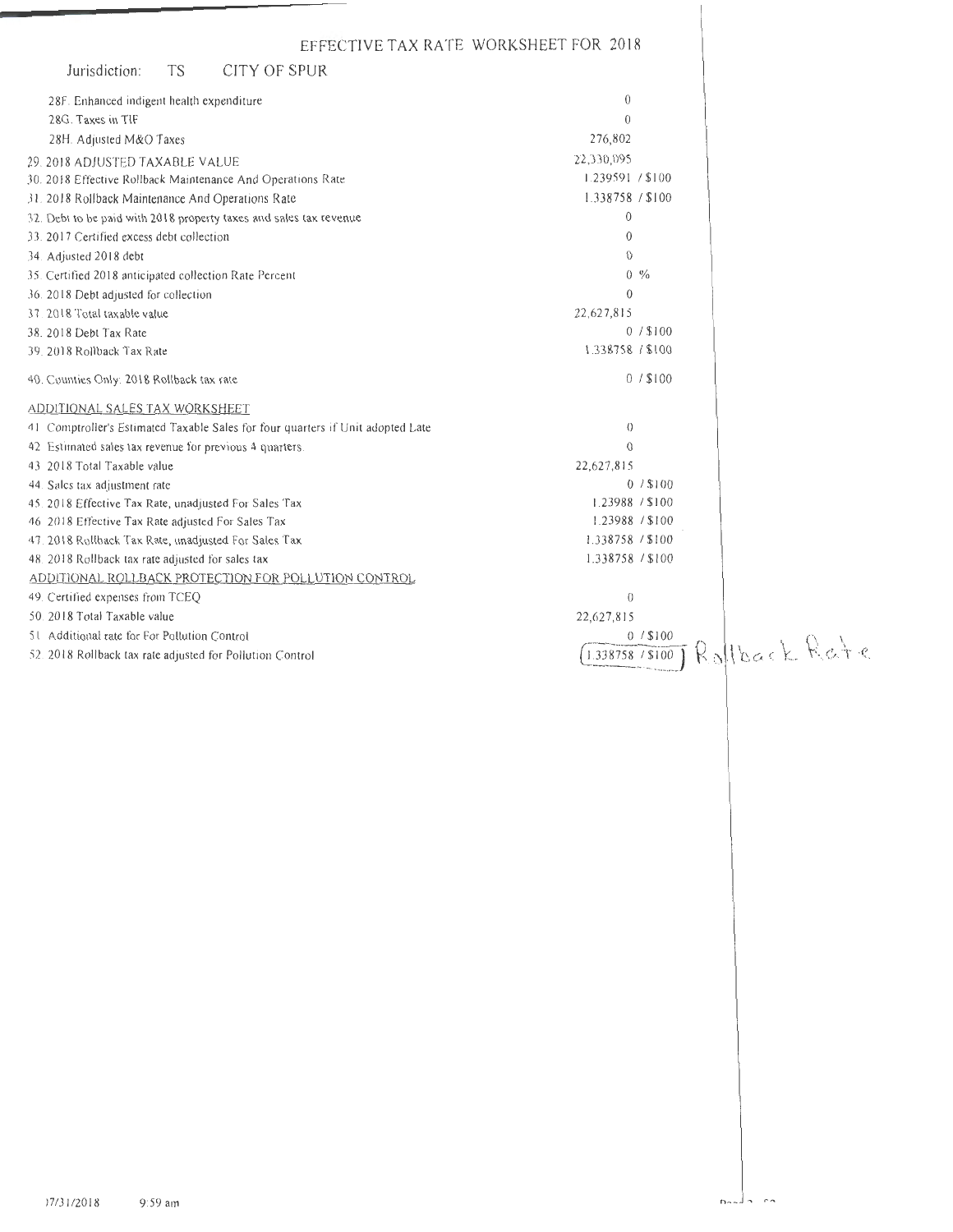# EFFECTIVE TAX RATE WORKSHEET FOR 2018

Jurisdiction: TS CITY OF SPUR

| | |
|---|---|
| 28F. Enhanced indigent health expenditure | 0 |
| 28G. Taxes in TIF | 0 |
| 28H. Adjusted M&O Taxes | 276,802 |
| 29. 2018 ADJUSTED TAXABLE VALUE | 22,330,095 |
| 30. 2018 Effective Rollback Maintenance And Operations Rate | 1.239591 / $100 |
| 31. 2018 Rollback Maintenance And Operations Rate | 1.338758 / $100 |
| 32. Debt to be paid with 2018 property taxes and sales tax revenue | 0 |
| 33. 2017 Certified excess debt collection | 0 |
| 34. Adjusted 2018 debt | 0 |
| 35. Certified 2018 anticipated collection Rate Percent | 0 % |
| 36. 2018 Debt adjusted for collection | 0 |
| 37. 2018 Total taxable value | 22,627,815 |
| 38. 2018 Debt Tax Rate | 0 / $100 |
| 39. 2018 Rollback Tax Rate | 1.338758 / $100 |
| 40. Counties Only: 2018 Rollback tax rate | 0 / $100 |

## ADDITIONAL SALES TAX WORKSHEET

| | |
|---|---|
| 41. Comptroller's Estimated Taxable Sales for four quarters if Unit adopted Late | 0 |
| 42. Estimated sales tax revenue for previous 4 quarters. | 0 |
| 43. 2018 Total Taxable value | 22,627,815 |
| 44. Sales tax adjustment rate | 0 / $100 |
| 45. 2018 Effective Tax Rate, unadjusted For Sales Tax | 1.23988 / $100 |
| 46. 2018 Effective Tax Rate adjusted For Sales Tax | 1.23988 / $100 |
| 47. 2018 Rollback Tax Rate, unadjusted For Sales Tax | 1.338758 / $100 |
| 48. 2018 Rollback tax rate adjusted for sales tax | 1.338758 / $100 |

## ADDITIONAL ROLLBACK PROTECTION FOR POLLUTION CONTROL

| | |
|---|---|
| 49. Certified expenses from TCEQ | 0 |
| 50. 2018 Total Taxable value | 22,627,815 |
| 51. Additional rate for For Pollution Control | 0 / $100 |
| 52. 2018 Rollback tax rate adjusted for Pollution Control | 1.338758 / $100 Rollback Rate |

07/31/2018 9:59 am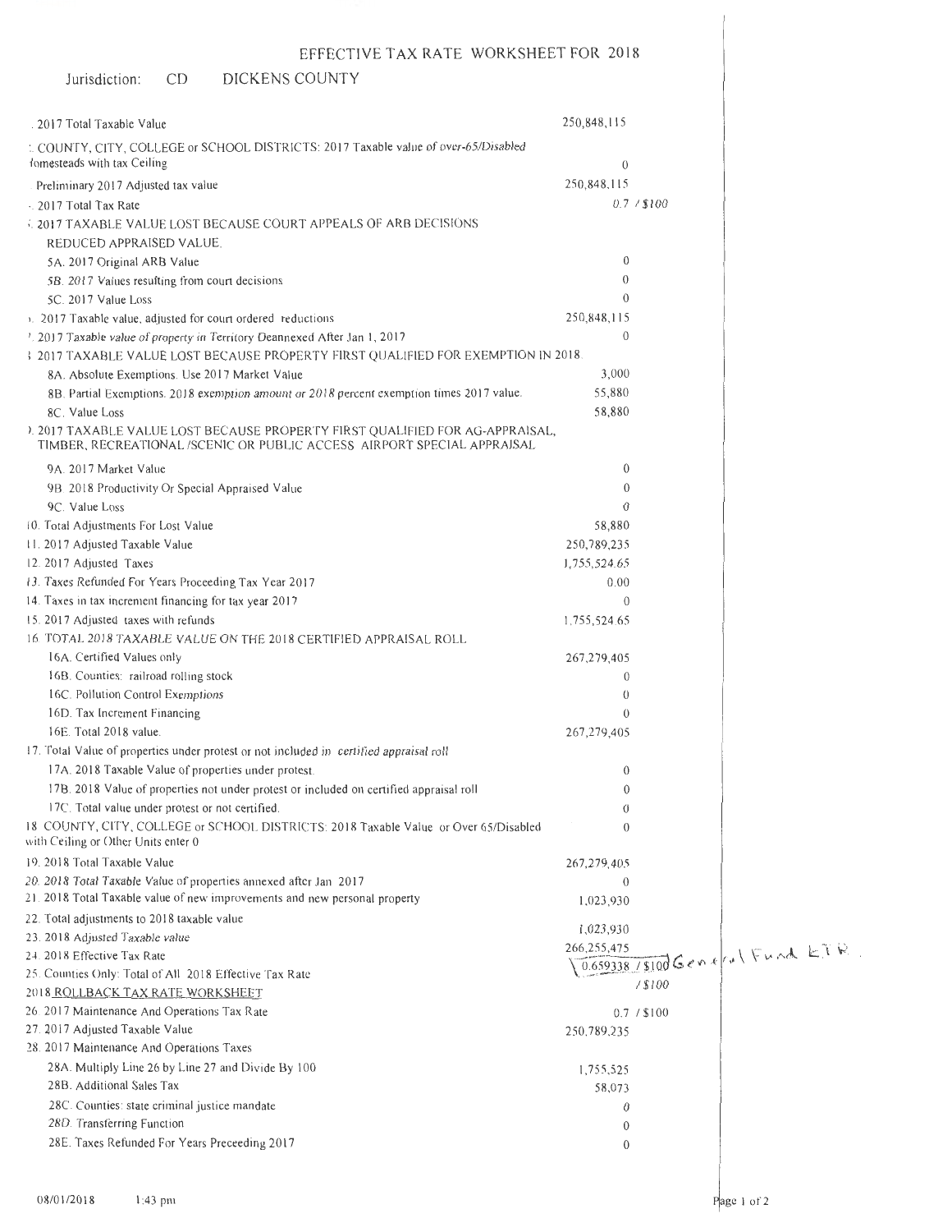# EFFECTIVE TAX RATE WORKSHEET FOR 2018

Jurisdiction: CD DICKENS COUNTY

| Item | Value |
|---|---|
| 1. 2017 Total Taxable Value | 250,848,115 |
| 2. COUNTY, CITY, COLLEGE or SCHOOL DISTRICTS: 2017 Taxable value of over-65/Disabled Homesteads with tax Ceiling | 0 |
| 3. Preliminary 2017 Adjusted tax value | 250,848,115 |
| 4. 2017 Total Tax Rate | 0.7 / $100 |
| 5. 2017 TAXABLE VALUE LOST BECAUSE COURT APPEALS OF ARB DECISIONS REDUCED APPRAISED VALUE. | |
| 5A. 2017 Original ARB Value | 0 |
| 5B. 2017 Values resulting from court decisions | 0 |
| 5C. 2017 Value Loss | 0 |
| 6. 2017 Taxable value, adjusted for court ordered reductions | 250,848,115 |
| 7. 2017 Taxable value of property in Territory Deannexed After Jan 1, 2017 | 0 |
| 8. 2017 TAXABLE VALUE LOST BECAUSE PROPERTY FIRST QUALIFIED FOR EXEMPTION IN 2018. | |
| 8A. Absolute Exemptions. Use 2017 Market Value | 3,000 |
| 8B. Partial Exemptions. 2018 exemption amount or 2018 percent exemption times 2017 value. | 55,880 |
| 8C. Value Loss | 58,880 |
| 9. 2017 TAXABLE VALUE LOST BECAUSE PROPERTY FIRST QUALIFIED FOR AG-APPRAISAL, TIMBER, RECREATIONAL /SCENIC OR PUBLIC ACCESS AIRPORT SPECIAL APPRAISAL | |
| 9A. 2017 Market Value | 0 |
| 9B. 2018 Productivity Or Special Appraised Value | 0 |
| 9C. Value Loss | 0 |
| 10. Total Adjustments For Lost Value | 58,880 |
| 11. 2017 Adjusted Taxable Value | 250,789,235 |
| 12. 2017 Adjusted Taxes | 1,755,524.65 |
| 13. Taxes Refunded For Years Proceeding Tax Year 2017 | 0.00 |
| 14. Taxes in tax increment financing for tax year 2017 | 0 |
| 15. 2017 Adjusted taxes with refunds | 1,755,524.65 |
| 16. TOTAL 2018 TAXABLE VALUE ON THE 2018 CERTIFIED APPRAISAL ROLL | |
| 16A. Certified Values only | 267,279,405 |
| 16B. Counties: railroad rolling stock | 0 |
| 16C. Pollution Control Exemptions | 0 |
| 16D. Tax Increment Financing | 0 |
| 16E. Total 2018 value. | 267,279,405 |
| 17. Total Value of properties under protest or not included in certified appraisal roll | |
| 17A. 2018 Taxable Value of properties under protest. | 0 |
| 17B. 2018 Value of properties not under protest or included on certified appraisal roll | 0 |
| 17C. Total value under protest or not certified. | 0 |
| 18. COUNTY, CITY, COLLEGE or SCHOOL DISTRICTS: 2018 Taxable Value or Over 65/Disabled with Ceiling or Other Units enter 0 | 0 |
| 19. 2018 Total Taxable Value | 267,279,405 |
| 20. 2018 Total Taxable Value of properties annexed after Jan 2017 | 0 |
| 21. 2018 Total Taxable value of new improvements and new personal property | 1,023,930 |
| 22. Total adjustments to 2018 taxable value | 1,023,930 |
| 23. 2018 Adjusted Taxable value | 266,255,475 |
| 24. 2018 Effective Tax Rate | 0.659338 / $100 General Fund ETR. |
| 25. Counties Only: Total of All 2018 Effective Tax Rate | / $100 |

## 2018 ROLLBACK TAX RATE WORKSHEET

| Item | Value |
|---|---|
| 26. 2017 Maintenance And Operations Tax Rate | 0.7 / $100 |
| 27. 2017 Adjusted Taxable Value | 250,789,235 |
| 28. 2017 Maintenance And Operations Taxes | |
| 28A. Multiply Line 26 by Line 27 and Divide By 100 | 1,755,525 |
| 28B. Additional Sales Tax | 58,073 |
| 28C. Counties: state criminal justice mandate | 0 |
| 28D. Transferring Function | 0 |
| 28E. Taxes Refunded For Years Preceeding 2017 | 0 |

08/01/2018 1:43 pm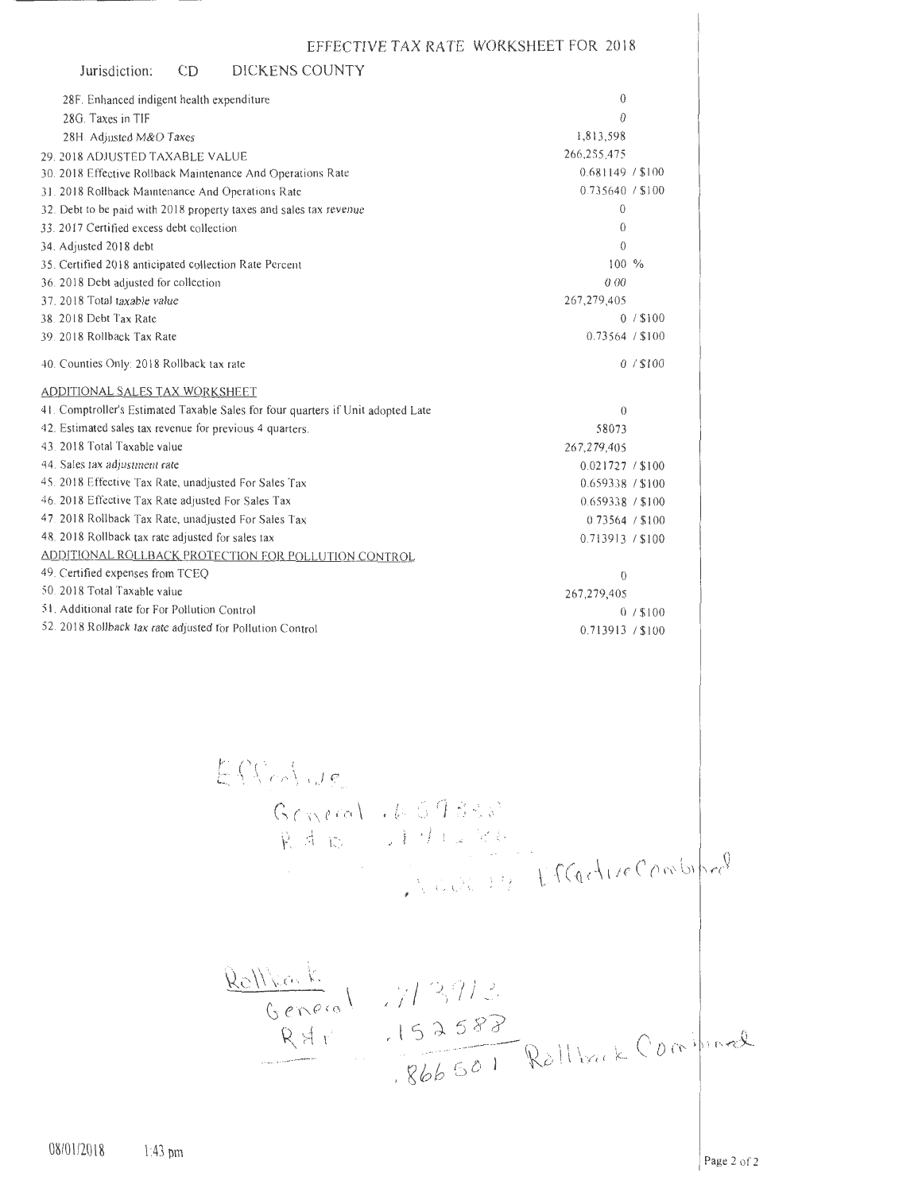EFFECTIVE TAX RATE WORKSHEET FOR 2018

Jurisdiction: CD DICKENS COUNTY

| Item | Value |
|---|---|
| 28F. Enhanced indigent health expenditure | 0 |
| 28G. Taxes in TIF | 0 |
| 28H. Adjusted M&O Taxes | 1,813,598 |
| 29. 2018 ADJUSTED TAXABLE VALUE | 266,255,475 |
| 30. 2018 Effective Rollback Maintenance And Operations Rate | 0.681149 / $100 |
| 31. 2018 Rollback Maintenance And Operations Rate | 0.735640 / $100 |
| 32. Debt to be paid with 2018 property taxes and sales tax revenue | 0 |
| 33. 2017 Certified excess debt collection | 0 |
| 34. Adjusted 2018 debt | 0 |
| 35. Certified 2018 anticipated collection Rate Percent | 100 % |
| 36. 2018 Debt adjusted for collection | 0.00 |
| 37. 2018 Total taxable value | 267,279,405 |
| 38. 2018 Debt Tax Rate | 0 / $100 |
| 39. 2018 Rollback Tax Rate | 0.73564 / $100 |
| 40. Counties Only: 2018 Rollback tax rate | 0 / $100 |

ADDITIONAL SALES TAX WORKSHEET

| Item | Value |
|---|---|
| 41. Comptroller's Estimated Taxable Sales for four quarters if Unit adopted Late | 0 |
| 42. Estimated sales tax revenue for previous 4 quarters. | 58073 |
| 43. 2018 Total Taxable value | 267,279,405 |
| 44. Sales tax adjustment rate | 0.021727 / $100 |
| 45. 2018 Effective Tax Rate, unadjusted For Sales Tax | 0.659338 / $100 |
| 46. 2018 Effective Tax Rate adjusted For Sales Tax | 0.659338 / $100 |
| 47. 2018 Rollback Tax Rate, unadjusted For Sales Tax | 0.73564 / $100 |
| 48. 2018 Rollback tax rate adjusted for sales tax | 0.713913 / $100 |

ADDITIONAL ROLLBACK PROTECTION FOR POLLUTION CONTROL

| Item | Value |
|---|---|
| 49. Certified expenses from TCEQ | 0 |
| 50. 2018 Total Taxable value | 267,279,405 |
| 51. Additional rate for For Pollution Control | 0 / $100 |
| 52. 2018 Rollback tax rate adjusted for Pollution Control | 0.713913 / $100 |

Effective
General .659338
R&B .141226
.800564 Effective Combined

Rollback
General .713913
R&B .152588
.866501 Rollback Combined

08/01/2018 1:43 pm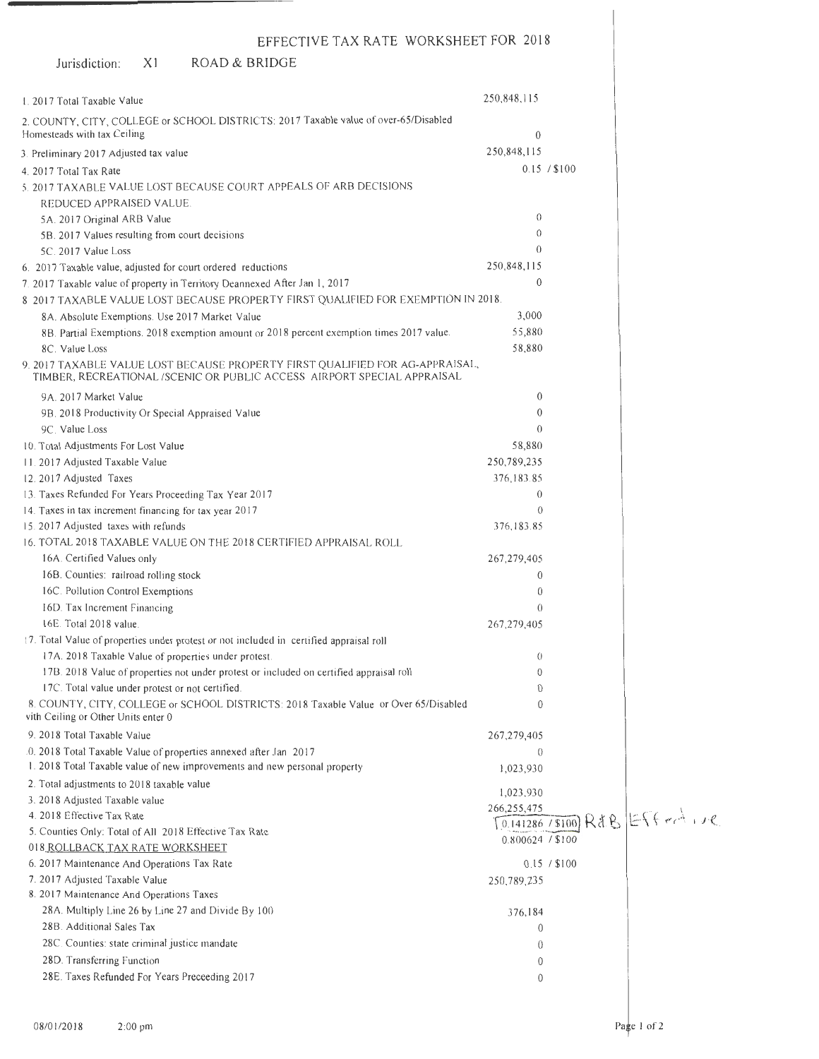# EFFECTIVE TAX RATE WORKSHEET FOR 2018

Jurisdiction: X1 ROAD & BRIDGE

| | |
|---|---|
| 1. 2017 Total Taxable Value | 250,848,115 |
| 2. COUNTY, CITY, COLLEGE or SCHOOL DISTRICTS: 2017 Taxable value of over-65/Disabled Homesteads with tax Ceiling | 0 |
| 3. Preliminary 2017 Adjusted tax value | 250,848,115 |
| 4. 2017 Total Tax Rate | 0.15 / $100 |
| 5. 2017 TAXABLE VALUE LOST BECAUSE COURT APPEALS OF ARB DECISIONS REDUCED APPRAISED VALUE. | |
| 5A. 2017 Original ARB Value | 0 |
| 5B. 2017 Values resulting from court decisions | 0 |
| 5C. 2017 Value Loss | 0 |
| 6. 2017 Taxable value, adjusted for court ordered reductions | 250,848,115 |
| 7. 2017 Taxable value of property in Territory Deannexed After Jan 1, 2017 | 0 |
| 8. 2017 TAXABLE VALUE LOST BECAUSE PROPERTY FIRST QUALIFIED FOR EXEMPTION IN 2018. | |
| 8A. Absolute Exemptions. Use 2017 Market Value | 3,000 |
| 8B. Partial Exemptions. 2018 exemption amount or 2018 percent exemption times 2017 value. | 55,880 |
| 8C. Value Loss | 58,880 |
| 9. 2017 TAXABLE VALUE LOST BECAUSE PROPERTY FIRST QUALIFIED FOR AG-APPRAISAL, TIMBER, RECREATIONAL /SCENIC OR PUBLIC ACCESS AIRPORT SPECIAL APPRAISAL | |
| 9A. 2017 Market Value | 0 |
| 9B. 2018 Productivity Or Special Appraised Value | 0 |
| 9C. Value Loss | 0 |
| 10. Total Adjustments For Lost Value | 58,880 |
| 11. 2017 Adjusted Taxable Value | 250,789,235 |
| 12. 2017 Adjusted Taxes | 376,183.85 |
| 13. Taxes Refunded For Years Proceeding Tax Year 2017 | 0 |
| 14. Taxes in tax increment financing for tax year 2017 | 0 |
| 15. 2017 Adjusted taxes with refunds | 376,183.85 |
| 16. TOTAL 2018 TAXABLE VALUE ON THE 2018 CERTIFIED APPRAISAL ROLL | |
| 16A. Certified Values only | 267,279,405 |
| 16B. Counties: railroad rolling stock | 0 |
| 16C. Pollution Control Exemptions | 0 |
| 16D. Tax Increment Financing | 0 |
| 16E. Total 2018 value. | 267,279,405 |
| 17. Total Value of properties under protest or not included in certified appraisal roll | |
| 17A. 2018 Taxable Value of properties under protest. | 0 |
| 17B. 2018 Value of properties not under protest or included on certified appraisal roll | 0 |
| 17C. Total value under protest or not certified. | 0 |
| 18. COUNTY, CITY, COLLEGE or SCHOOL DISTRICTS: 2018 Taxable Value or Over 65/Disabled with Ceiling or Other Units enter 0 | 0 |
| 19. 2018 Total Taxable Value | 267,279,405 |
| 20. 2018 Total Taxable Value of properties annexed after Jan 2017 | 0 |
| 21. 2018 Total Taxable value of new improvements and new personal property | 1,023,930 |
| 22. Total adjustments to 2018 taxable value | 1,023,930 |
| 23. 2018 Adjusted Taxable value | 266,255,475 |
| 24. 2018 Effective Tax Rate | 0.141286 / $100 R&B Effective |
| 25. Counties Only: Total of All 2018 Effective Tax Rate | 0.800624 / $100 |
| **2018 ROLLBACK TAX RATE WORKSHEET** | |
| 26. 2017 Maintenance And Operations Tax Rate | 0.15 / $100 |
| 27. 2017 Adjusted Taxable Value | 250,789,235 |
| 28. 2017 Maintenance And Operations Taxes | |
| 28A. Multiply Line 26 by Line 27 and Divide By 100 | 376,184 |
| 28B. Additional Sales Tax | 0 |
| 28C. Counties: state criminal justice mandate | 0 |
| 28D. Transferring Function | 0 |
| 28E. Taxes Refunded For Years Preceeding 2017 | 0 |

08/01/2018 2:00 pm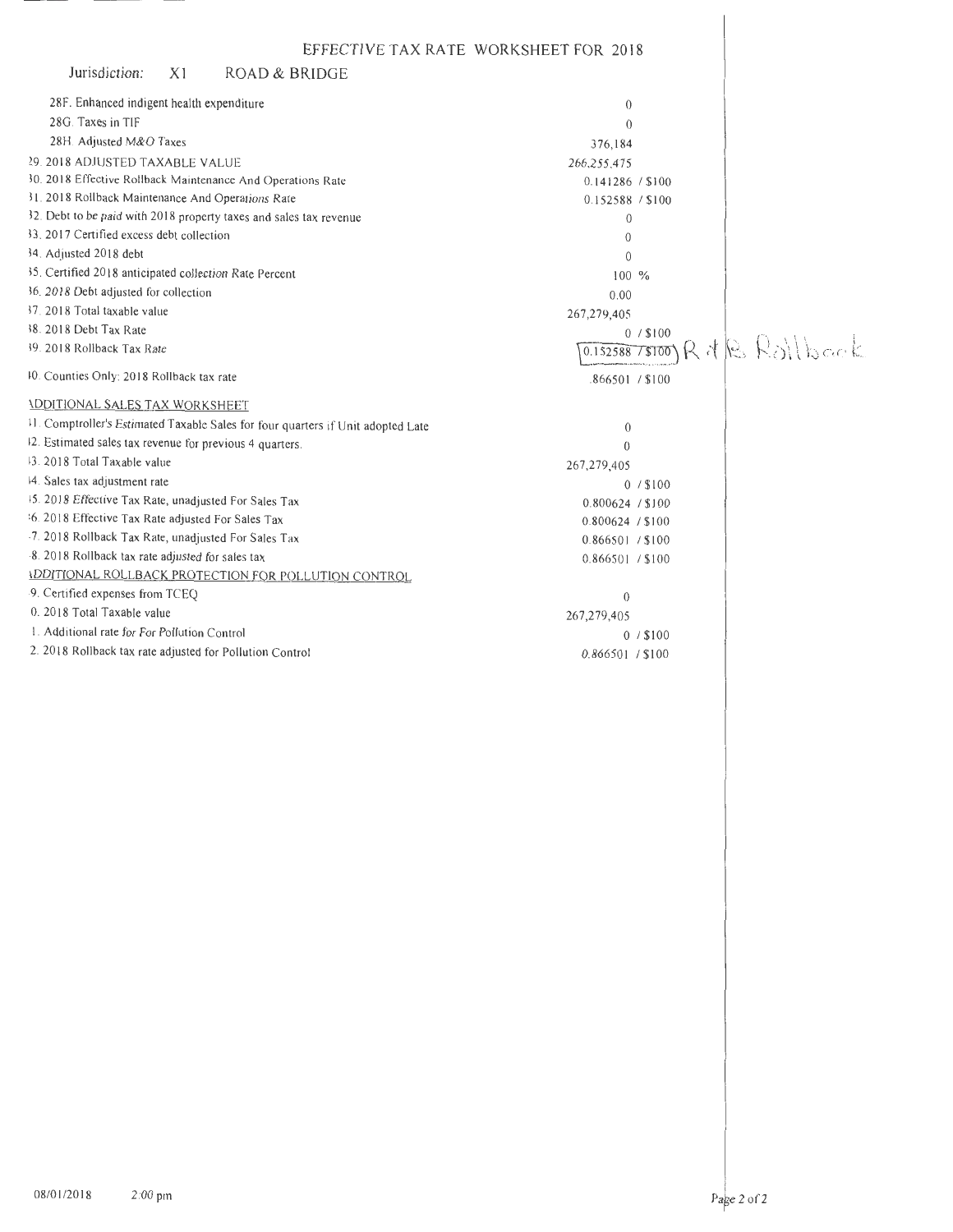# EFFECTIVE TAX RATE WORKSHEET FOR 2018

Jurisdiction: X1 ROAD & BRIDGE

| | |
|---|---|
| 28F. Enhanced indigent health expenditure | 0 |
| 28G. Taxes in TIF | 0 |
| 28H. Adjusted M&O Taxes | 376,184 |
| 29. 2018 ADJUSTED TAXABLE VALUE | 266,255,475 |
| 30. 2018 Effective Rollback Maintenance And Operations Rate | 0.141286 / $100 |
| 31. 2018 Rollback Maintenance And Operations Rate | 0.152588 / $100 |
| 32. Debt to be paid with 2018 property taxes and sales tax revenue | 0 |
| 33. 2017 Certified excess debt collection | 0 |
| 34. Adjusted 2018 debt | 0 |
| 35. Certified 2018 anticipated collection Rate Percent | 100 % |
| 36. 2018 Debt adjusted for collection | 0.00 |
| 37. 2018 Total taxable value | 267,279,405 |
| 38. 2018 Debt Tax Rate | 0 / $100 |
| 39. 2018 Rollback Tax Rate | 0.152588 / $100 R & B Rollback |
| 40. Counties Only: 2018 Rollback tax rate | .866501 / $100 |

## ADDITIONAL SALES TAX WORKSHEET

| | |
|---|---|
| 41. Comptroller's Estimated Taxable Sales for four quarters if Unit adopted Late | 0 |
| 42. Estimated sales tax revenue for previous 4 quarters. | 0 |
| 43. 2018 Total Taxable value | 267,279,405 |
| 44. Sales tax adjustment rate | 0 / $100 |
| 45. 2018 Effective Tax Rate, unadjusted For Sales Tax | 0.800624 / $100 |
| 46. 2018 Effective Tax Rate adjusted For Sales Tax | 0.800624 / $100 |
| 47. 2018 Rollback Tax Rate, unadjusted For Sales Tax | 0.866501 / $100 |
| 48. 2018 Rollback tax rate adjusted for sales tax | 0.866501 / $100 |

## ADDITIONAL ROLLBACK PROTECTION FOR POLLUTION CONTROL

| | |
|---|---|
| 49. Certified expenses from TCEQ | 0 |
| 50. 2018 Total Taxable value | 267,279,405 |
| 51. Additional rate for For Pollution Control | 0 / $100 |
| 52. 2018 Rollback tax rate adjusted for Pollution Control | 0.866501 / $100 |

08/01/2018 2:00 pm